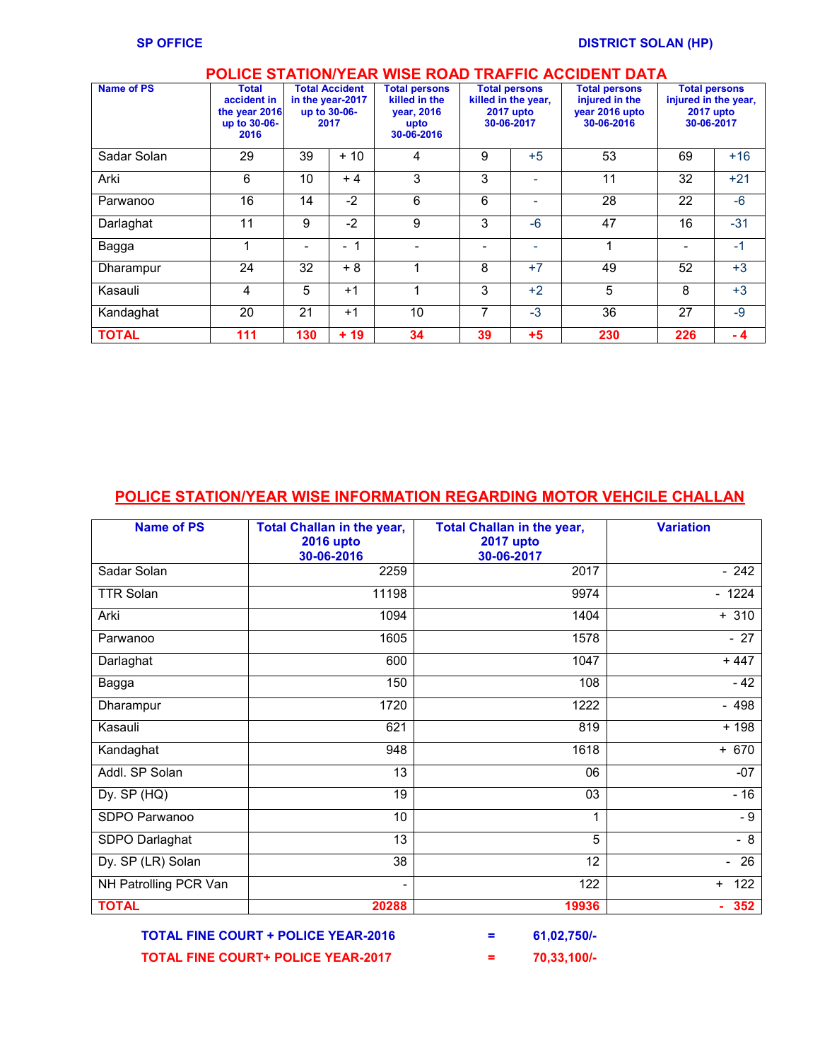**SP OFFICE** **DISTRICT SOLAN (HP)**

## POLICE STATION/YEAR WISE ROAD TRAFFIC ACCIDENT DATA

| Name of PS | Total accident in the year 2016 up to 30-06-2016 | Total Accident in the year-2017 up to 30-06-2017 | | Total persons killed in the year, 2016 upto 30-06-2016 | Total persons killed in the year, 2017 upto 30-06-2017 | | Total persons injured in the year 2016 upto 30-06-2016 | Total persons injured in the year, 2017 upto 30-06-2017 | |
|---|---|---|---|---|---|---|---|---|---|
| Sadar Solan | 29 | 39 | + 10 | 4 | 9 | +5 | 53 | 69 | +16 |
| Arki | 6 | 10 | + 4 | 3 | 3 | - | 11 | 32 | +21 |
| Parwanoo | 16 | 14 | -2 | 6 | 6 | - | 28 | 22 | -6 |
| Darlaghat | 11 | 9 | -2 | 9 | 3 | -6 | 47 | 16 | -31 |
| Bagga | 1 | - | - 1 | - | - | - | 1 | - | -1 |
| Dharampur | 24 | 32 | + 8 | 1 | 8 | +7 | 49 | 52 | +3 |
| Kasauli | 4 | 5 | +1 | 1 | 3 | +2 | 5 | 8 | +3 |
| Kandaghat | 20 | 21 | +1 | 10 | 7 | -3 | 36 | 27 | -9 |
| **TOTAL** | **111** | **130** | **+ 19** | **34** | **39** | **+5** | **230** | **226** | **- 4** |

## POLICE STATION/YEAR WISE INFORMATION REGARDING MOTOR VEHCILE CHALLAN

| Name of PS | Total Challan in the year, 2016 upto 30-06-2016 | Total Challan in the year, 2017 upto 30-06-2017 | Variation |
|---|---|---|---|
| Sadar Solan | 2259 | 2017 | - 242 |
| TTR Solan | 11198 | 9974 | - 1224 |
| Arki | 1094 | 1404 | + 310 |
| Parwanoo | 1605 | 1578 | - 27 |
| Darlaghat | 600 | 1047 | + 447 |
| Bagga | 150 | 108 | - 42 |
| Dharampur | 1720 | 1222 | - 498 |
| Kasauli | 621 | 819 | + 198 |
| Kandaghat | 948 | 1618 | + 670 |
| Addl. SP Solan | 13 | 06 | -07 |
| Dy. SP (HQ) | 19 | 03 | - 16 |
| SDPO Parwanoo | 10 | 1 | - 9 |
| SDPO Darlaghat | 13 | 5 | - 8 |
| Dy. SP (LR) Solan | 38 | 12 | - 26 |
| NH Patrolling PCR Van | - | 122 | + 122 |
| **TOTAL** | **20288** | **19936** | **- 352** |

**TOTAL FINE COURT + POLICE YEAR-2016 = 61,02,750/-**

**TOTAL FINE COURT+ POLICE YEAR-2017 = 70,33,100/-**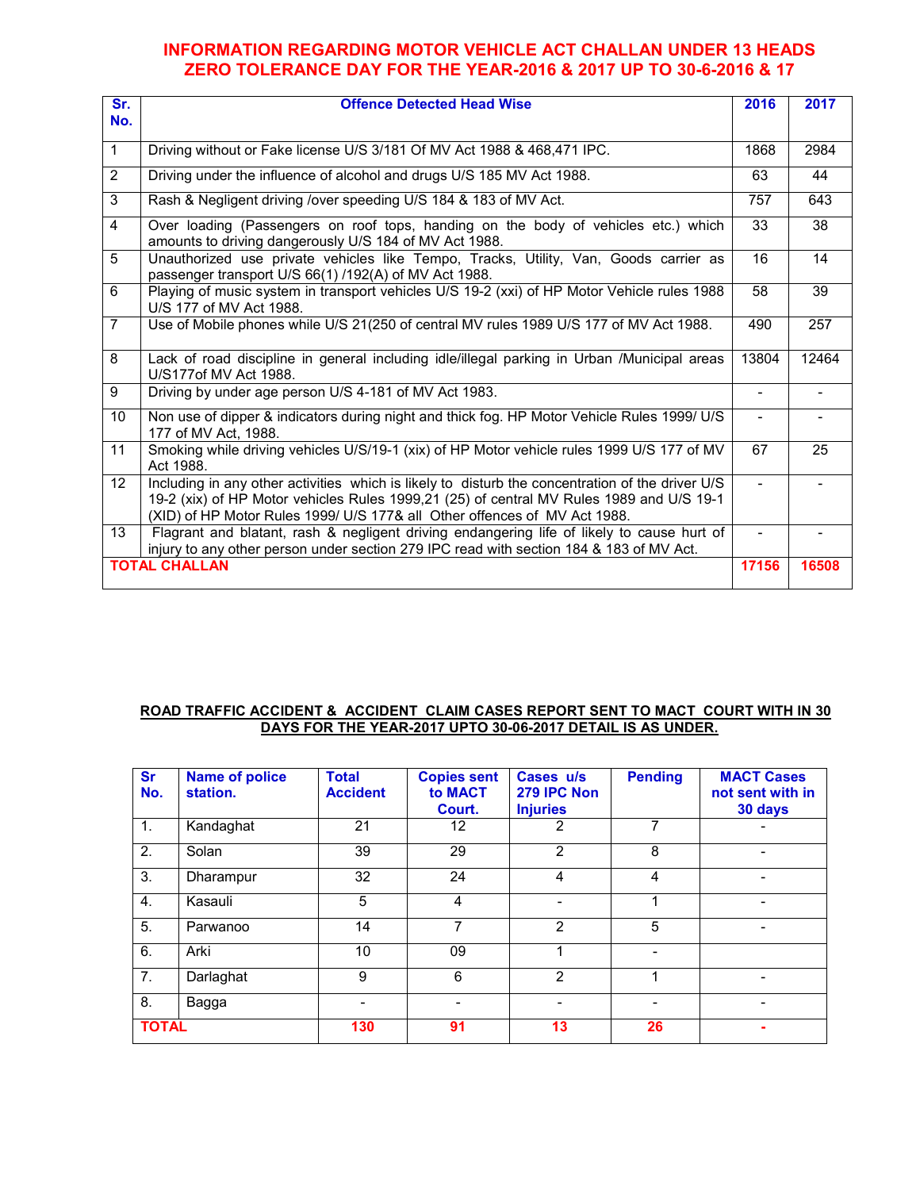# INFORMATION REGARDING MOTOR VEHICLE ACT CHALLAN UNDER 13 HEADS ZERO TOLERANCE DAY FOR THE YEAR-2016 & 2017 UP TO 30-6-2016 & 17

| Sr. No. | Offence Detected Head Wise | 2016 | 2017 |
|---|---|---|---|
| 1 | Driving without or Fake license U/S 3/181 Of MV Act 1988 & 468,471 IPC. | 1868 | 2984 |
| 2 | Driving under the influence of alcohol and drugs U/S 185 MV Act 1988. | 63 | 44 |
| 3 | Rash & Negligent driving /over speeding U/S 184 & 183 of MV Act. | 757 | 643 |
| 4 | Over loading (Passengers on roof tops, handing on the body of vehicles etc.) which amounts to driving dangerously U/S 184 of MV Act 1988. | 33 | 38 |
| 5 | Unauthorized use private vehicles like Tempo, Tracks, Utility, Van, Goods carrier as passenger transport U/S 66(1) /192(A) of MV Act 1988. | 16 | 14 |
| 6 | Playing of music system in transport vehicles U/S 19-2 (xxi) of HP Motor Vehicle rules 1988 U/S 177 of MV Act 1988. | 58 | 39 |
| 7 | Use of Mobile phones while U/S 21(250 of central MV rules 1989 U/S 177 of MV Act 1988. | 490 | 257 |
| 8 | Lack of road discipline in general including idle/illegal parking in Urban /Municipal areas U/S177of MV Act 1988. | 13804 | 12464 |
| 9 | Driving by under age person U/S 4-181 of MV Act 1983. | - | - |
| 10 | Non use of dipper & indicators during night and thick fog. HP Motor Vehicle Rules 1999/ U/S 177 of MV Act, 1988. | - | - |
| 11 | Smoking while driving vehicles U/S/19-1 (xix) of HP Motor vehicle rules 1999 U/S 177 of MV Act 1988. | 67 | 25 |
| 12 | Including in any other activities which is likely to disturb the concentration of the driver U/S 19-2 (xix) of HP Motor vehicles Rules 1999,21 (25) of central MV Rules 1989 and U/S 19-1 (XID) of HP Motor Rules 1999/ U/S 177& all Other offences of MV Act 1988. | - | - |
| 13 | Flagrant and blatant, rash & negligent driving endangering life of likely to cause hurt of injury to any other person under section 279 IPC read with section 184 & 183 of MV Act. | - | - |
| **TOTAL CHALLAN** | | **17156** | **16508** |

## ROAD TRAFFIC ACCIDENT & ACCIDENT CLAIM CASES REPORT SENT TO MACT COURT WITH IN 30 DAYS FOR THE YEAR-2017 UPTO 30-06-2017 DETAIL IS AS UNDER.

| Sr No. | Name of police station. | Total Accident | Copies sent to MACT Court. | Cases u/s 279 IPC Non Injuries | Pending | MACT Cases not sent with in 30 days |
|---|---|---|---|---|---|---|
| 1. | Kandaghat | 21 | 12 | 2 | 7 | - |
| 2. | Solan | 39 | 29 | 2 | 8 | - |
| 3. | Dharampur | 32 | 24 | 4 | 4 | - |
| 4. | Kasauli | 5 | 4 | - | 1 | - |
| 5. | Parwanoo | 14 | 7 | 2 | 5 | - |
| 6. | Arki | 10 | 09 | 1 | - | |
| 7. | Darlaghat | 9 | 6 | 2 | 1 | - |
| 8. | Bagga | - | - | - | - | - |
| **TOTAL** | | **130** | **91** | **13** | **26** | **-** |